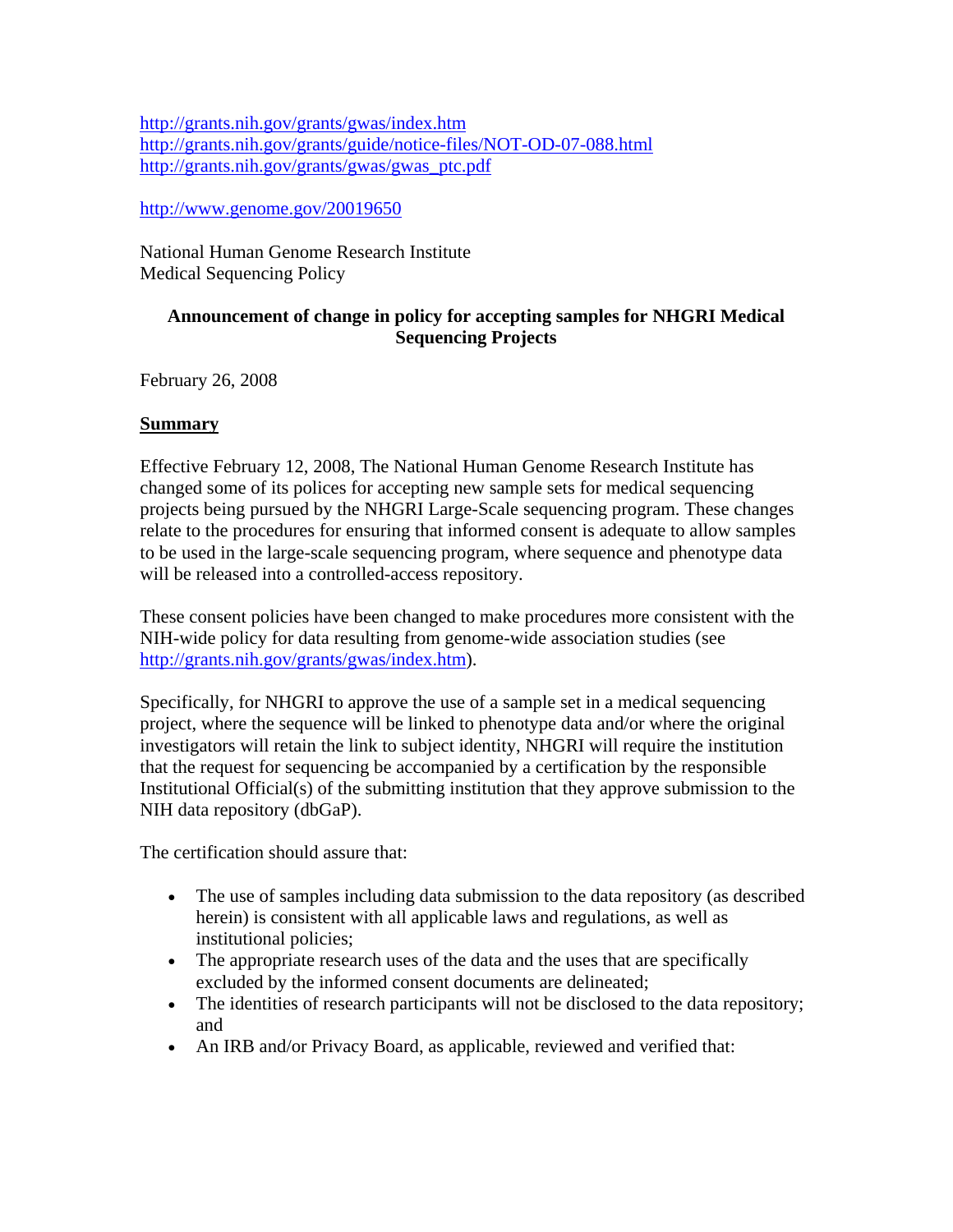http://grants.nih.gov/grants/gwas/index.htm
http://grants.nih.gov/grants/guide/notice-files/NOT-OD-07-088.html
http://grants.nih.gov/grants/gwas/gwas_ptc.pdf

http://www.genome.gov/20019650

National Human Genome Research Institute
Medical Sequencing Policy

**Announcement of change in policy for accepting samples for NHGRI Medical Sequencing Projects**

February 26, 2008

## Summary

Effective February 12, 2008, The National Human Genome Research Institute has changed some of its polices for accepting new sample sets for medical sequencing projects being pursued by the NHGRI Large-Scale sequencing program. These changes relate to the procedures for ensuring that informed consent is adequate to allow samples to be used in the large-scale sequencing program, where sequence and phenotype data will be released into a controlled-access repository.

These consent policies have been changed to make procedures more consistent with the NIH-wide policy for data resulting from genome-wide association studies (see http://grants.nih.gov/grants/gwas/index.htm).

Specifically, for NHGRI to approve the use of a sample set in a medical sequencing project, where the sequence will be linked to phenotype data and/or where the original investigators will retain the link to subject identity, NHGRI will require the institution that the request for sequencing be accompanied by a certification by the responsible Institutional Official(s) of the submitting institution that they approve submission to the NIH data repository (dbGaP).

The certification should assure that:

- The use of samples including data submission to the data repository (as described herein) is consistent with all applicable laws and regulations, as well as institutional policies;
- The appropriate research uses of the data and the uses that are specifically excluded by the informed consent documents are delineated;
- The identities of research participants will not be disclosed to the data repository; and
- An IRB and/or Privacy Board, as applicable, reviewed and verified that: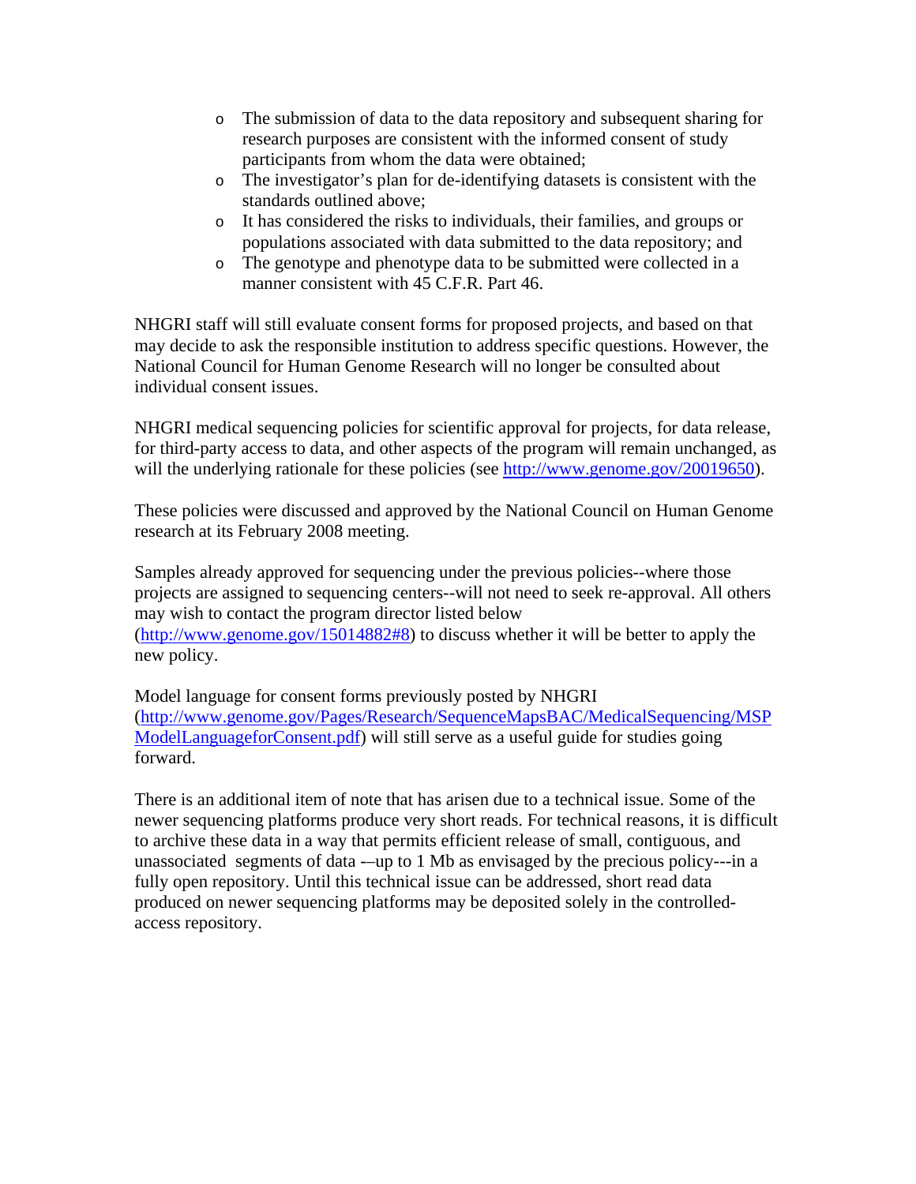- The submission of data to the data repository and subsequent sharing for research purposes are consistent with the informed consent of study participants from whom the data were obtained;
- The investigator's plan for de-identifying datasets is consistent with the standards outlined above;
- It has considered the risks to individuals, their families, and groups or populations associated with data submitted to the data repository; and
- The genotype and phenotype data to be submitted were collected in a manner consistent with 45 C.F.R. Part 46.

NHGRI staff will still evaluate consent forms for proposed projects, and based on that may decide to ask the responsible institution to address specific questions. However, the National Council for Human Genome Research will no longer be consulted about individual consent issues.

NHGRI medical sequencing policies for scientific approval for projects, for data release, for third-party access to data, and other aspects of the program will remain unchanged, as will the underlying rationale for these policies (see [http://www.genome.gov/20019650](http://www.genome.gov/20019650)).

These policies were discussed and approved by the National Council on Human Genome research at its February 2008 meeting.

Samples already approved for sequencing under the previous policies--where those projects are assigned to sequencing centers--will not need to seek re-approval. All others may wish to contact the program director listed below ([http://www.genome.gov/15014882#8](http://www.genome.gov/15014882#8)) to discuss whether it will be better to apply the new policy.

Model language for consent forms previously posted by NHGRI ([http://www.genome.gov/Pages/Research/SequenceMapsBAC/MedicalSequencing/MSPModelLanguageforConsent.pdf](http://www.genome.gov/Pages/Research/SequenceMapsBAC/MedicalSequencing/MSPModelLanguageforConsent.pdf)) will still serve as a useful guide for studies going forward.

There is an additional item of note that has arisen due to a technical issue. Some of the newer sequencing platforms produce very short reads. For technical reasons, it is difficult to archive these data in a way that permits efficient release of small, contiguous, and unassociated segments of data -–up to 1 Mb as envisaged by the precious policy---in a fully open repository. Until this technical issue can be addressed, short read data produced on newer sequencing platforms may be deposited solely in the controlled-access repository.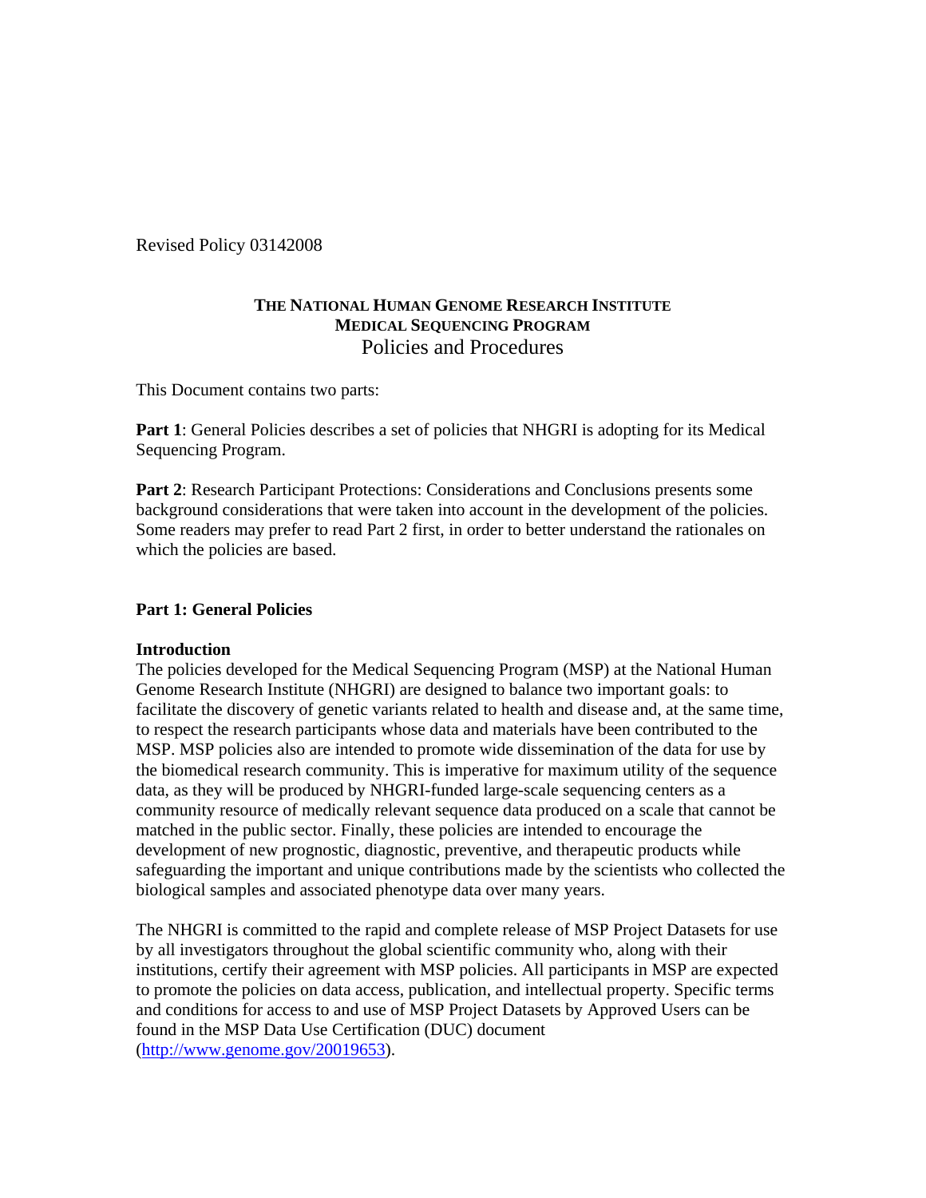Revised Policy 03142008

**THE NATIONAL HUMAN GENOME RESEARCH INSTITUTE**
**MEDICAL SEQUENCING PROGRAM**
Policies and Procedures

This Document contains two parts:

**Part 1**: General Policies describes a set of policies that NHGRI is adopting for its Medical Sequencing Program.

**Part 2**: Research Participant Protections: Considerations and Conclusions presents some background considerations that were taken into account in the development of the policies. Some readers may prefer to read Part 2 first, in order to better understand the rationales on which the policies are based.

## Part 1: General Policies

### Introduction

The policies developed for the Medical Sequencing Program (MSP) at the National Human Genome Research Institute (NHGRI) are designed to balance two important goals: to facilitate the discovery of genetic variants related to health and disease and, at the same time, to respect the research participants whose data and materials have been contributed to the MSP. MSP policies also are intended to promote wide dissemination of the data for use by the biomedical research community. This is imperative for maximum utility of the sequence data, as they will be produced by NHGRI-funded large-scale sequencing centers as a community resource of medically relevant sequence data produced on a scale that cannot be matched in the public sector. Finally, these policies are intended to encourage the development of new prognostic, diagnostic, preventive, and therapeutic products while safeguarding the important and unique contributions made by the scientists who collected the biological samples and associated phenotype data over many years.

The NHGRI is committed to the rapid and complete release of MSP Project Datasets for use by all investigators throughout the global scientific community who, along with their institutions, certify their agreement with MSP policies. All participants in MSP are expected to promote the policies on data access, publication, and intellectual property. Specific terms and conditions for access to and use of MSP Project Datasets by Approved Users can be found in the MSP Data Use Certification (DUC) document (http://www.genome.gov/20019653).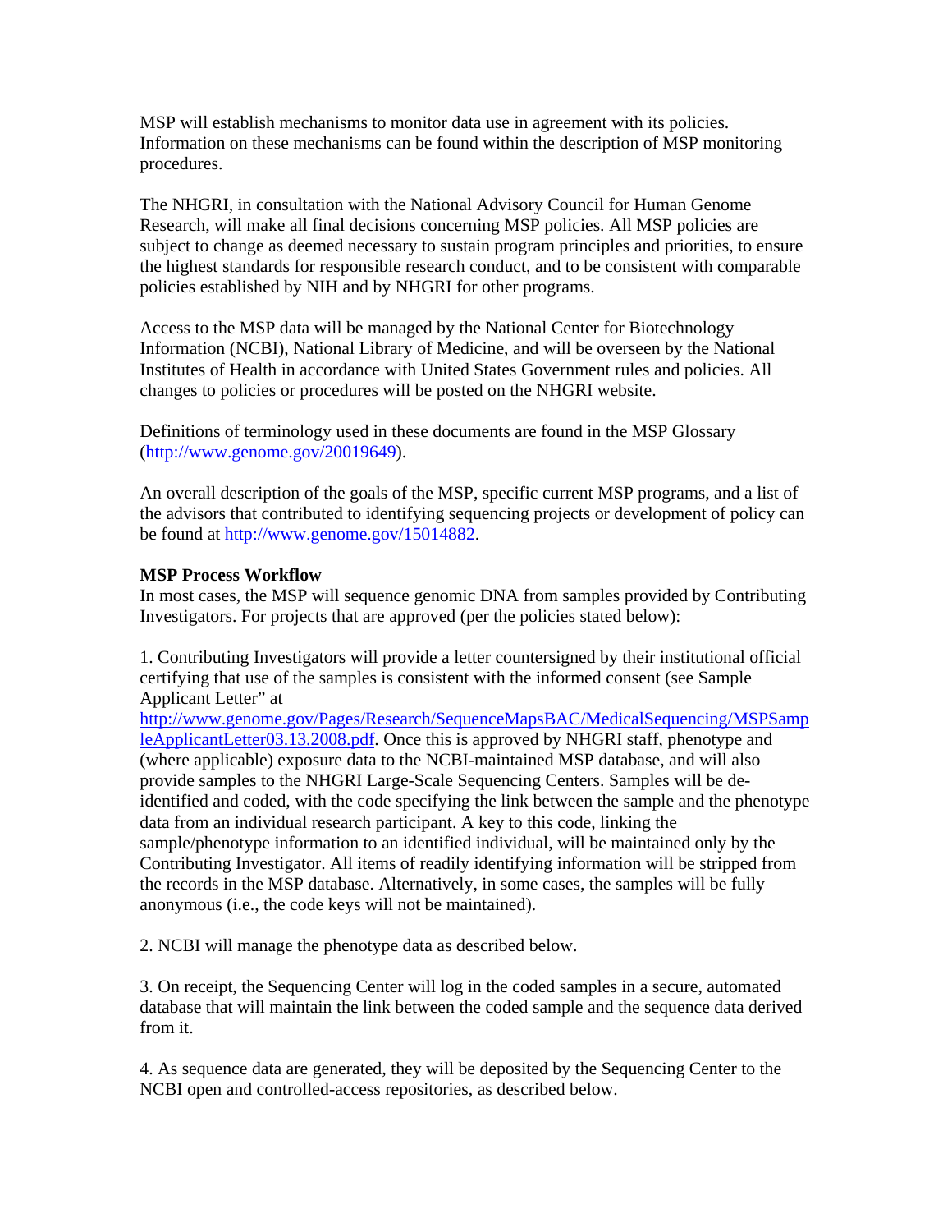MSP will establish mechanisms to monitor data use in agreement with its policies. Information on these mechanisms can be found within the description of MSP monitoring procedures.

The NHGRI, in consultation with the National Advisory Council for Human Genome Research, will make all final decisions concerning MSP policies. All MSP policies are subject to change as deemed necessary to sustain program principles and priorities, to ensure the highest standards for responsible research conduct, and to be consistent with comparable policies established by NIH and by NHGRI for other programs.

Access to the MSP data will be managed by the National Center for Biotechnology Information (NCBI), National Library of Medicine, and will be overseen by the National Institutes of Health in accordance with United States Government rules and policies. All changes to policies or procedures will be posted on the NHGRI website.

Definitions of terminology used in these documents are found in the MSP Glossary (http://www.genome.gov/20019649).

An overall description of the goals of the MSP, specific current MSP programs, and a list of the advisors that contributed to identifying sequencing projects or development of policy can be found at http://www.genome.gov/15014882.

**MSP Process Workflow**

In most cases, the MSP will sequence genomic DNA from samples provided by Contributing Investigators. For projects that are approved (per the policies stated below):

1. Contributing Investigators will provide a letter countersigned by their institutional official certifying that use of the samples is consistent with the informed consent (see Sample Applicant Letter" at http://www.genome.gov/Pages/Research/SequenceMapsBAC/MedicalSequencing/MSPSampleApplicantLetter03.13.2008.pdf. Once this is approved by NHGRI staff, phenotype and (where applicable) exposure data to the NCBI-maintained MSP database, and will also provide samples to the NHGRI Large-Scale Sequencing Centers. Samples will be de-identified and coded, with the code specifying the link between the sample and the phenotype data from an individual research participant. A key to this code, linking the sample/phenotype information to an identified individual, will be maintained only by the Contributing Investigator. All items of readily identifying information will be stripped from the records in the MSP database. Alternatively, in some cases, the samples will be fully anonymous (i.e., the code keys will not be maintained).

2. NCBI will manage the phenotype data as described below.

3. On receipt, the Sequencing Center will log in the coded samples in a secure, automated database that will maintain the link between the coded sample and the sequence data derived from it.

4. As sequence data are generated, they will be deposited by the Sequencing Center to the NCBI open and controlled-access repositories, as described below.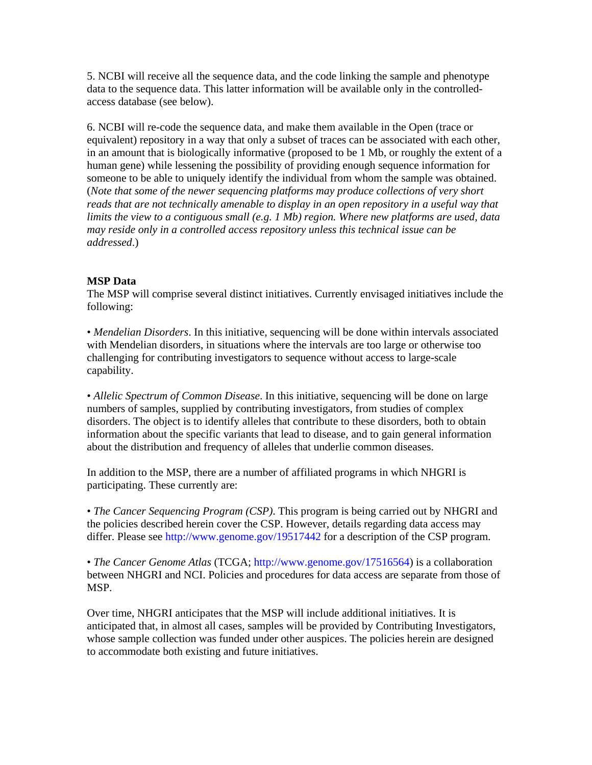5. NCBI will receive all the sequence data, and the code linking the sample and phenotype data to the sequence data. This latter information will be available only in the controlled-access database (see below).

6. NCBI will re-code the sequence data, and make them available in the Open (trace or equivalent) repository in a way that only a subset of traces can be associated with each other, in an amount that is biologically informative (proposed to be 1 Mb, or roughly the extent of a human gene) while lessening the possibility of providing enough sequence information for someone to be able to uniquely identify the individual from whom the sample was obtained. (*Note that some of the newer sequencing platforms may produce collections of very short reads that are not technically amenable to display in an open repository in a useful way that limits the view to a contiguous small (e.g. 1 Mb) region. Where new platforms are used, data may reside only in a controlled access repository unless this technical issue can be addressed*.)

**MSP Data**

The MSP will comprise several distinct initiatives. Currently envisaged initiatives include the following:

• *Mendelian Disorders*. In this initiative, sequencing will be done within intervals associated with Mendelian disorders, in situations where the intervals are too large or otherwise too challenging for contributing investigators to sequence without access to large-scale capability.

• *Allelic Spectrum of Common Disease*. In this initiative, sequencing will be done on large numbers of samples, supplied by contributing investigators, from studies of complex disorders. The object is to identify alleles that contribute to these disorders, both to obtain information about the specific variants that lead to disease, and to gain general information about the distribution and frequency of alleles that underlie common diseases.

In addition to the MSP, there are a number of affiliated programs in which NHGRI is participating. These currently are:

• *The Cancer Sequencing Program (CSP)*. This program is being carried out by NHGRI and the policies described herein cover the CSP. However, details regarding data access may differ. Please see http://www.genome.gov/19517442 for a description of the CSP program.

• *The Cancer Genome Atlas* (TCGA; http://www.genome.gov/17516564) is a collaboration between NHGRI and NCI. Policies and procedures for data access are separate from those of MSP.

Over time, NHGRI anticipates that the MSP will include additional initiatives. It is anticipated that, in almost all cases, samples will be provided by Contributing Investigators, whose sample collection was funded under other auspices. The policies herein are designed to accommodate both existing and future initiatives.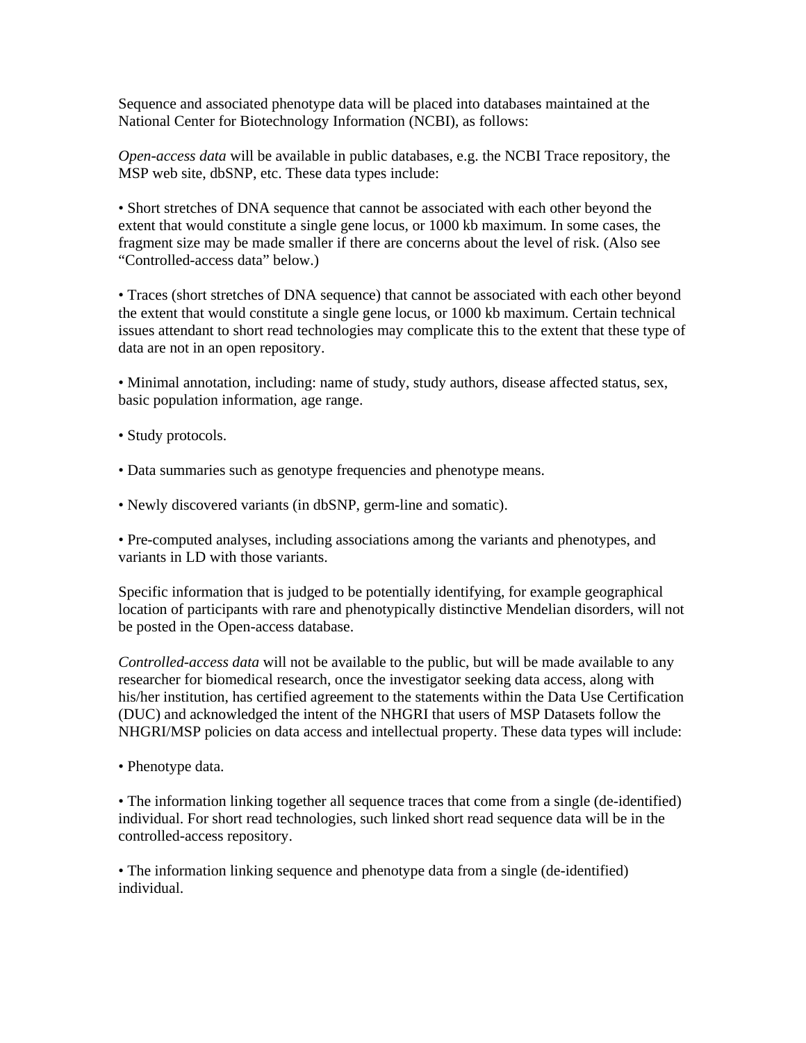Sequence and associated phenotype data will be placed into databases maintained at the National Center for Biotechnology Information (NCBI), as follows:

*Open-access data* will be available in public databases, e.g. the NCBI Trace repository, the MSP web site, dbSNP, etc. These data types include:

• Short stretches of DNA sequence that cannot be associated with each other beyond the extent that would constitute a single gene locus, or 1000 kb maximum. In some cases, the fragment size may be made smaller if there are concerns about the level of risk. (Also see "Controlled-access data" below.)

• Traces (short stretches of DNA sequence) that cannot be associated with each other beyond the extent that would constitute a single gene locus, or 1000 kb maximum. Certain technical issues attendant to short read technologies may complicate this to the extent that these type of data are not in an open repository.

• Minimal annotation, including: name of study, study authors, disease affected status, sex, basic population information, age range.

• Study protocols.

• Data summaries such as genotype frequencies and phenotype means.

• Newly discovered variants (in dbSNP, germ-line and somatic).

• Pre-computed analyses, including associations among the variants and phenotypes, and variants in LD with those variants.

Specific information that is judged to be potentially identifying, for example geographical location of participants with rare and phenotypically distinctive Mendelian disorders, will not be posted in the Open-access database.

*Controlled-access data* will not be available to the public, but will be made available to any researcher for biomedical research, once the investigator seeking data access, along with his/her institution, has certified agreement to the statements within the Data Use Certification (DUC) and acknowledged the intent of the NHGRI that users of MSP Datasets follow the NHGRI/MSP policies on data access and intellectual property. These data types will include:

• Phenotype data.

• The information linking together all sequence traces that come from a single (de-identified) individual. For short read technologies, such linked short read sequence data will be in the controlled-access repository.

• The information linking sequence and phenotype data from a single (de-identified) individual.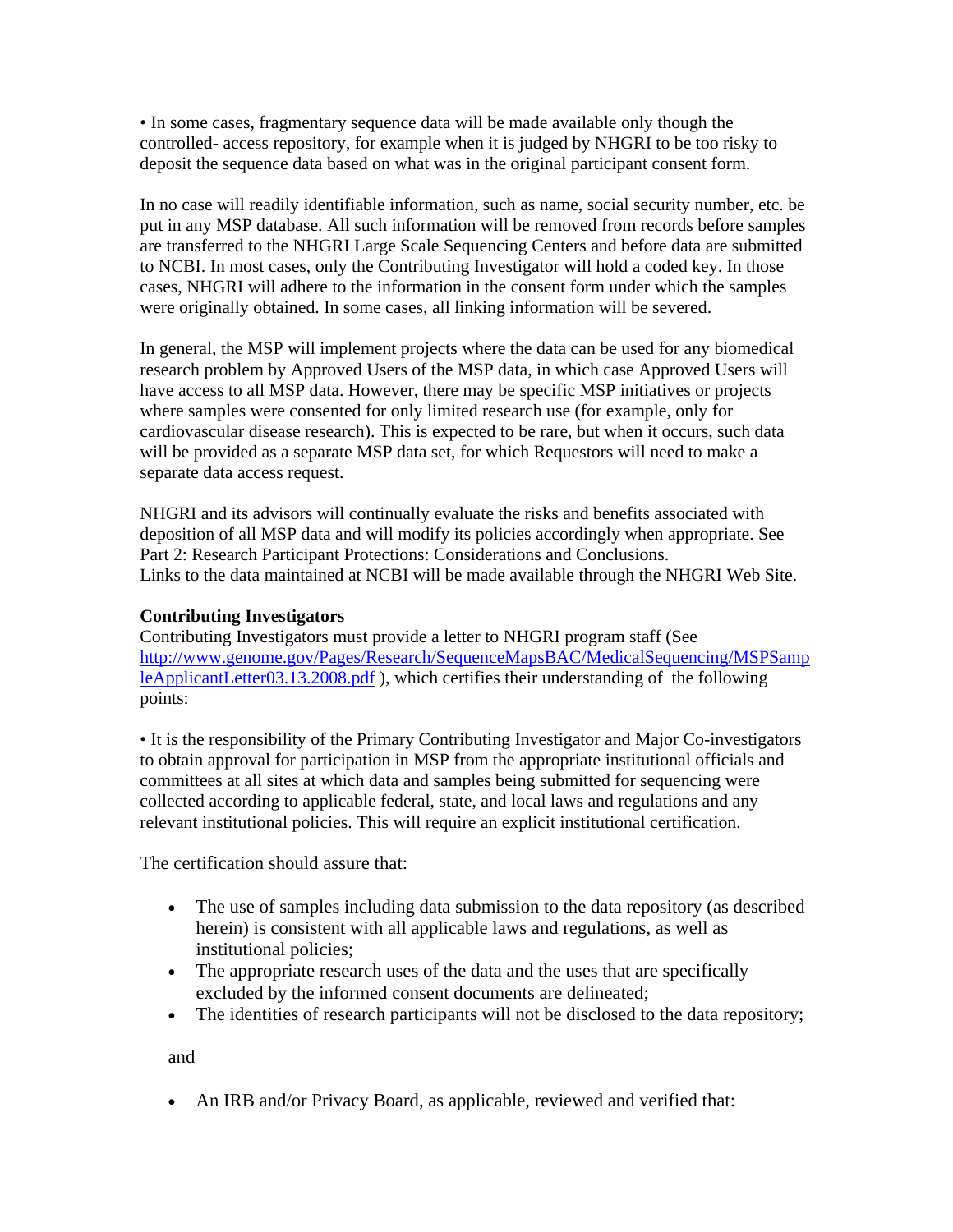• In some cases, fragmentary sequence data will be made available only though the controlled- access repository, for example when it is judged by NHGRI to be too risky to deposit the sequence data based on what was in the original participant consent form.

In no case will readily identifiable information, such as name, social security number, etc. be put in any MSP database. All such information will be removed from records before samples are transferred to the NHGRI Large Scale Sequencing Centers and before data are submitted to NCBI. In most cases, only the Contributing Investigator will hold a coded key. In those cases, NHGRI will adhere to the information in the consent form under which the samples were originally obtained. In some cases, all linking information will be severed.

In general, the MSP will implement projects where the data can be used for any biomedical research problem by Approved Users of the MSP data, in which case Approved Users will have access to all MSP data. However, there may be specific MSP initiatives or projects where samples were consented for only limited research use (for example, only for cardiovascular disease research). This is expected to be rare, but when it occurs, such data will be provided as a separate MSP data set, for which Requestors will need to make a separate data access request.

NHGRI and its advisors will continually evaluate the risks and benefits associated with deposition of all MSP data and will modify its policies accordingly when appropriate. See Part 2: Research Participant Protections: Considerations and Conclusions.
Links to the data maintained at NCBI will be made available through the NHGRI Web Site.

**Contributing Investigators**
Contributing Investigators must provide a letter to NHGRI program staff (See http://www.genome.gov/Pages/Research/SequenceMapsBAC/MedicalSequencing/MSPSampleApplicantLetter03.13.2008.pdf ), which certifies their understanding of the following points:

• It is the responsibility of the Primary Contributing Investigator and Major Co-investigators to obtain approval for participation in MSP from the appropriate institutional officials and committees at all sites at which data and samples being submitted for sequencing were collected according to applicable federal, state, and local laws and regulations and any relevant institutional policies. This will require an explicit institutional certification.

The certification should assure that:

- The use of samples including data submission to the data repository (as described herein) is consistent with all applicable laws and regulations, as well as institutional policies;
- The appropriate research uses of the data and the uses that are specifically excluded by the informed consent documents are delineated;
- The identities of research participants will not be disclosed to the data repository;

and

- An IRB and/or Privacy Board, as applicable, reviewed and verified that: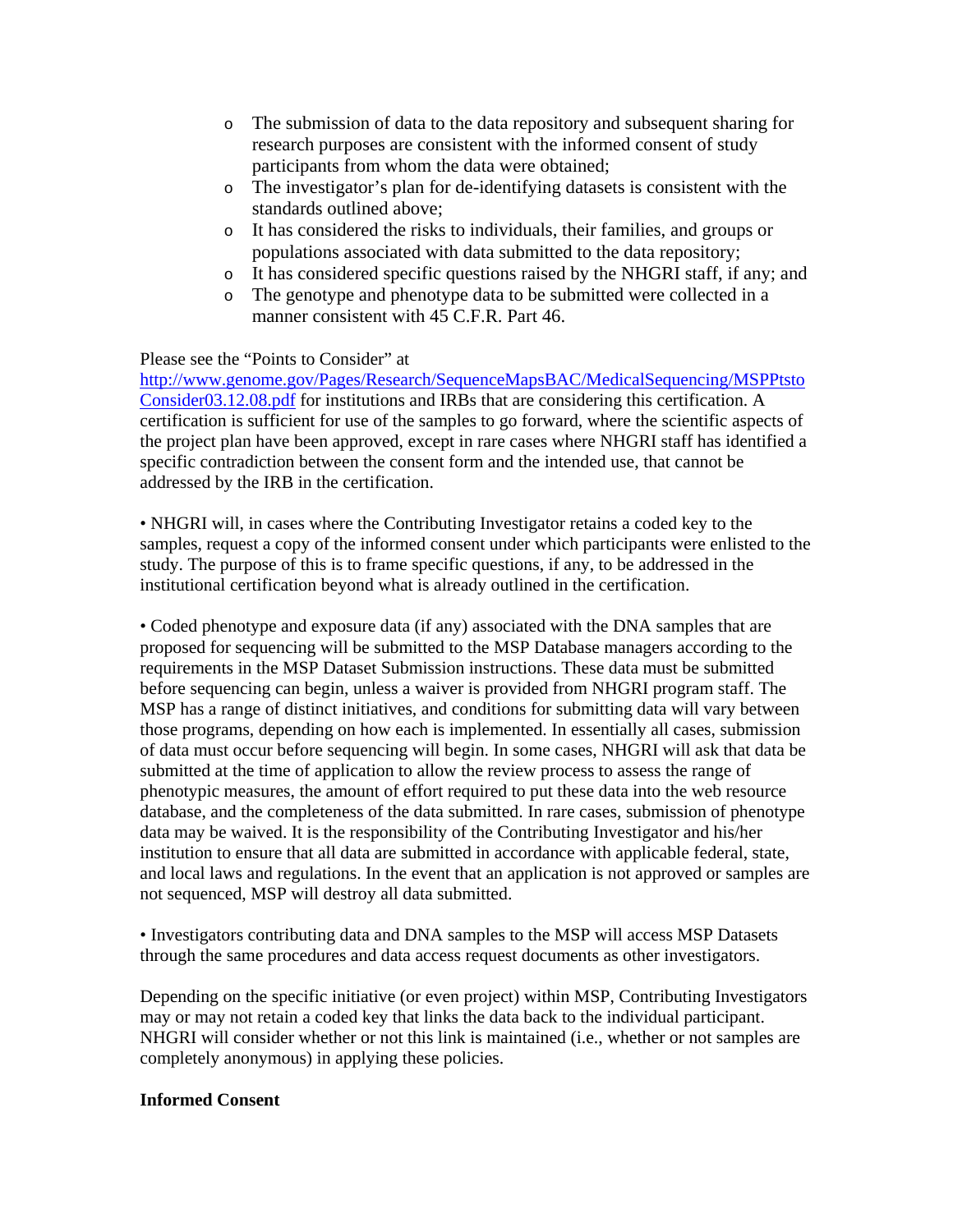- The submission of data to the data repository and subsequent sharing for research purposes are consistent with the informed consent of study participants from whom the data were obtained;
- The investigator's plan for de-identifying datasets is consistent with the standards outlined above;
- It has considered the risks to individuals, their families, and groups or populations associated with data submitted to the data repository;
- It has considered specific questions raised by the NHGRI staff, if any; and
- The genotype and phenotype data to be submitted were collected in a manner consistent with 45 C.F.R. Part 46.

Please see the "Points to Consider" at [http://www.genome.gov/Pages/Research/SequenceMapsBAC/MedicalSequencing/MSPPtstoConsider03.12.08.pdf](http://www.genome.gov/Pages/Research/SequenceMapsBAC/MedicalSequencing/MSPPtstoConsider03.12.08.pdf) for institutions and IRBs that are considering this certification. A certification is sufficient for use of the samples to go forward, where the scientific aspects of the project plan have been approved, except in rare cases where NHGRI staff has identified a specific contradiction between the consent form and the intended use, that cannot be addressed by the IRB in the certification.

• NHGRI will, in cases where the Contributing Investigator retains a coded key to the samples, request a copy of the informed consent under which participants were enlisted to the study. The purpose of this is to frame specific questions, if any, to be addressed in the institutional certification beyond what is already outlined in the certification.

• Coded phenotype and exposure data (if any) associated with the DNA samples that are proposed for sequencing will be submitted to the MSP Database managers according to the requirements in the MSP Dataset Submission instructions. These data must be submitted before sequencing can begin, unless a waiver is provided from NHGRI program staff. The MSP has a range of distinct initiatives, and conditions for submitting data will vary between those programs, depending on how each is implemented. In essentially all cases, submission of data must occur before sequencing will begin. In some cases, NHGRI will ask that data be submitted at the time of application to allow the review process to assess the range of phenotypic measures, the amount of effort required to put these data into the web resource database, and the completeness of the data submitted. In rare cases, submission of phenotype data may be waived. It is the responsibility of the Contributing Investigator and his/her institution to ensure that all data are submitted in accordance with applicable federal, state, and local laws and regulations. In the event that an application is not approved or samples are not sequenced, MSP will destroy all data submitted.

• Investigators contributing data and DNA samples to the MSP will access MSP Datasets through the same procedures and data access request documents as other investigators.

Depending on the specific initiative (or even project) within MSP, Contributing Investigators may or may not retain a coded key that links the data back to the individual participant. NHGRI will consider whether or not this link is maintained (i.e., whether or not samples are completely anonymous) in applying these policies.

**Informed Consent**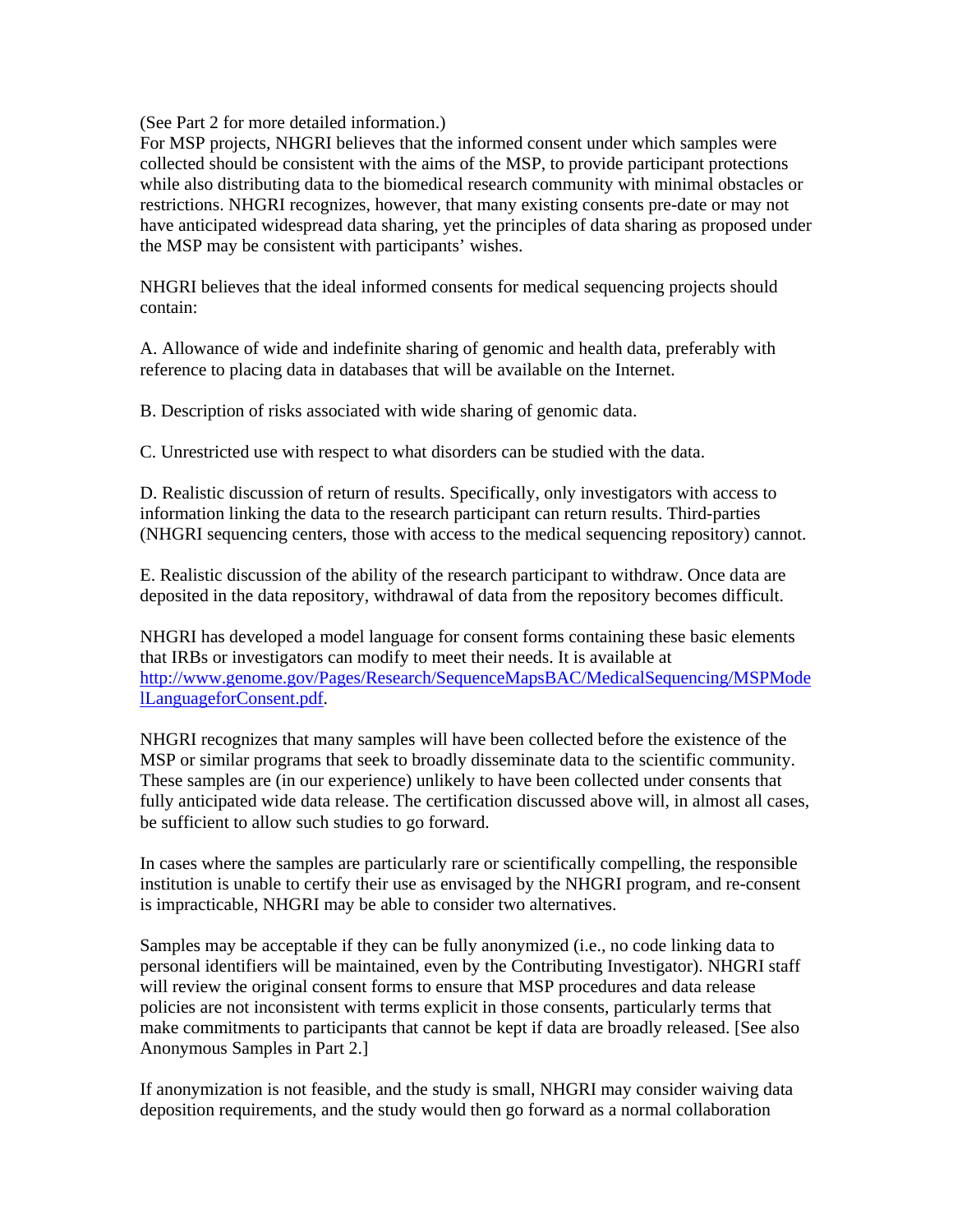(See Part 2 for more detailed information.)

For MSP projects, NHGRI believes that the informed consent under which samples were collected should be consistent with the aims of the MSP, to provide participant protections while also distributing data to the biomedical research community with minimal obstacles or restrictions. NHGRI recognizes, however, that many existing consents pre-date or may not have anticipated widespread data sharing, yet the principles of data sharing as proposed under the MSP may be consistent with participants' wishes.

NHGRI believes that the ideal informed consents for medical sequencing projects should contain:

A. Allowance of wide and indefinite sharing of genomic and health data, preferably with reference to placing data in databases that will be available on the Internet.

B. Description of risks associated with wide sharing of genomic data.

C. Unrestricted use with respect to what disorders can be studied with the data.

D. Realistic discussion of return of results. Specifically, only investigators with access to information linking the data to the research participant can return results. Third-parties (NHGRI sequencing centers, those with access to the medical sequencing repository) cannot.

E. Realistic discussion of the ability of the research participant to withdraw. Once data are deposited in the data repository, withdrawal of data from the repository becomes difficult.

NHGRI has developed a model language for consent forms containing these basic elements that IRBs or investigators can modify to meet their needs. It is available at [http://www.genome.gov/Pages/Research/SequenceMapsBAC/MedicalSequencing/MSPModelLanguageforConsent.pdf](http://www.genome.gov/Pages/Research/SequenceMapsBAC/MedicalSequencing/MSPModelLanguageforConsent.pdf).

NHGRI recognizes that many samples will have been collected before the existence of the MSP or similar programs that seek to broadly disseminate data to the scientific community. These samples are (in our experience) unlikely to have been collected under consents that fully anticipated wide data release. The certification discussed above will, in almost all cases, be sufficient to allow such studies to go forward.

In cases where the samples are particularly rare or scientifically compelling, the responsible institution is unable to certify their use as envisaged by the NHGRI program, and re-consent is impracticable, NHGRI may be able to consider two alternatives.

Samples may be acceptable if they can be fully anonymized (i.e., no code linking data to personal identifiers will be maintained, even by the Contributing Investigator). NHGRI staff will review the original consent forms to ensure that MSP procedures and data release policies are not inconsistent with terms explicit in those consents, particularly terms that make commitments to participants that cannot be kept if data are broadly released. [See also Anonymous Samples in Part 2.]

If anonymization is not feasible, and the study is small, NHGRI may consider waiving data deposition requirements, and the study would then go forward as a normal collaboration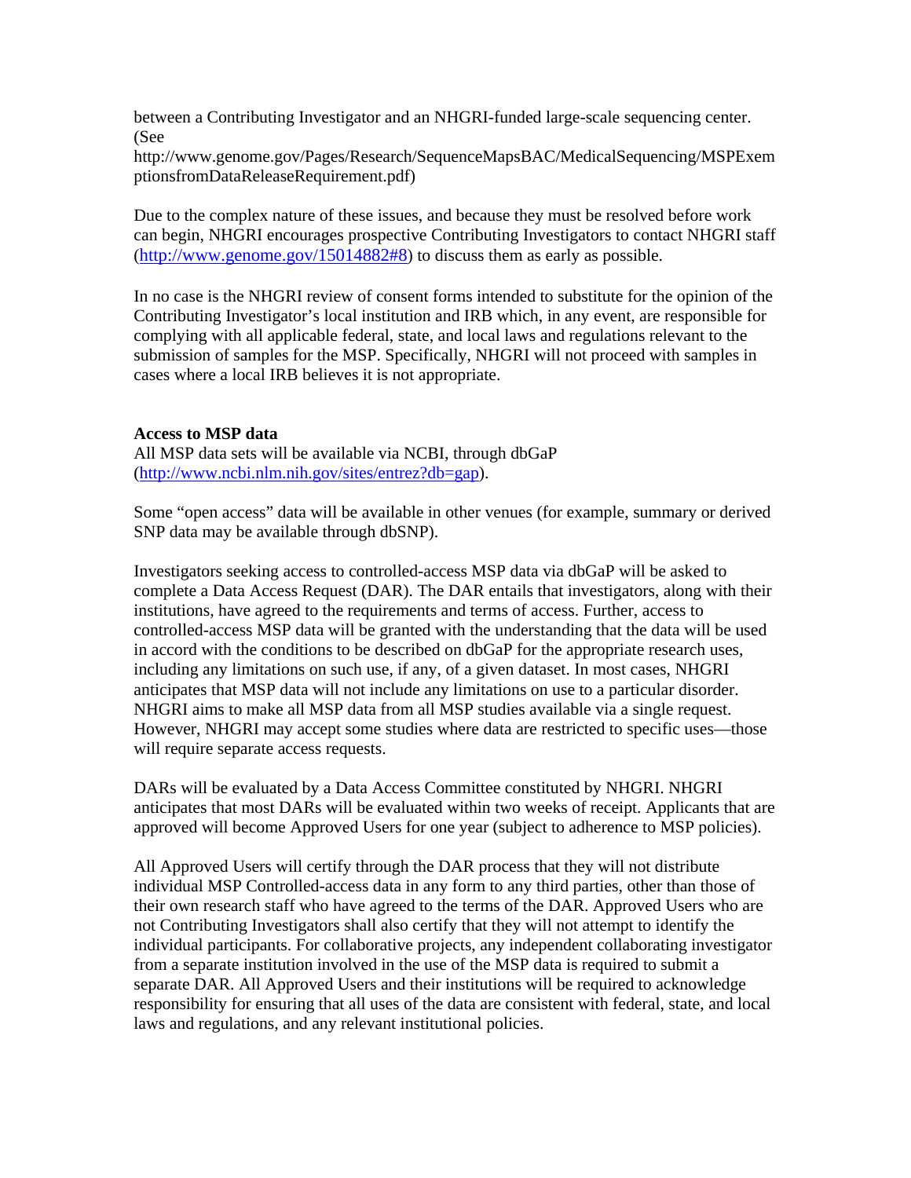between a Contributing Investigator and an NHGRI-funded large-scale sequencing center. (See http://www.genome.gov/Pages/Research/SequenceMapsBAC/MedicalSequencing/MSPExemptionsfromDataReleaseRequirement.pdf)

Due to the complex nature of these issues, and because they must be resolved before work can begin, NHGRI encourages prospective Contributing Investigators to contact NHGRI staff (http://www.genome.gov/15014882#8) to discuss them as early as possible.

In no case is the NHGRI review of consent forms intended to substitute for the opinion of the Contributing Investigator's local institution and IRB which, in any event, are responsible for complying with all applicable federal, state, and local laws and regulations relevant to the submission of samples for the MSP. Specifically, NHGRI will not proceed with samples in cases where a local IRB believes it is not appropriate.

**Access to MSP data**

All MSP data sets will be available via NCBI, through dbGaP (http://www.ncbi.nlm.nih.gov/sites/entrez?db=gap).

Some "open access" data will be available in other venues (for example, summary or derived SNP data may be available through dbSNP).

Investigators seeking access to controlled-access MSP data via dbGaP will be asked to complete a Data Access Request (DAR). The DAR entails that investigators, along with their institutions, have agreed to the requirements and terms of access. Further, access to controlled-access MSP data will be granted with the understanding that the data will be used in accord with the conditions to be described on dbGaP for the appropriate research uses, including any limitations on such use, if any, of a given dataset. In most cases, NHGRI anticipates that MSP data will not include any limitations on use to a particular disorder. NHGRI aims to make all MSP data from all MSP studies available via a single request. However, NHGRI may accept some studies where data are restricted to specific uses—those will require separate access requests.

DARs will be evaluated by a Data Access Committee constituted by NHGRI. NHGRI anticipates that most DARs will be evaluated within two weeks of receipt. Applicants that are approved will become Approved Users for one year (subject to adherence to MSP policies).

All Approved Users will certify through the DAR process that they will not distribute individual MSP Controlled-access data in any form to any third parties, other than those of their own research staff who have agreed to the terms of the DAR. Approved Users who are not Contributing Investigators shall also certify that they will not attempt to identify the individual participants. For collaborative projects, any independent collaborating investigator from a separate institution involved in the use of the MSP data is required to submit a separate DAR. All Approved Users and their institutions will be required to acknowledge responsibility for ensuring that all uses of the data are consistent with federal, state, and local laws and regulations, and any relevant institutional policies.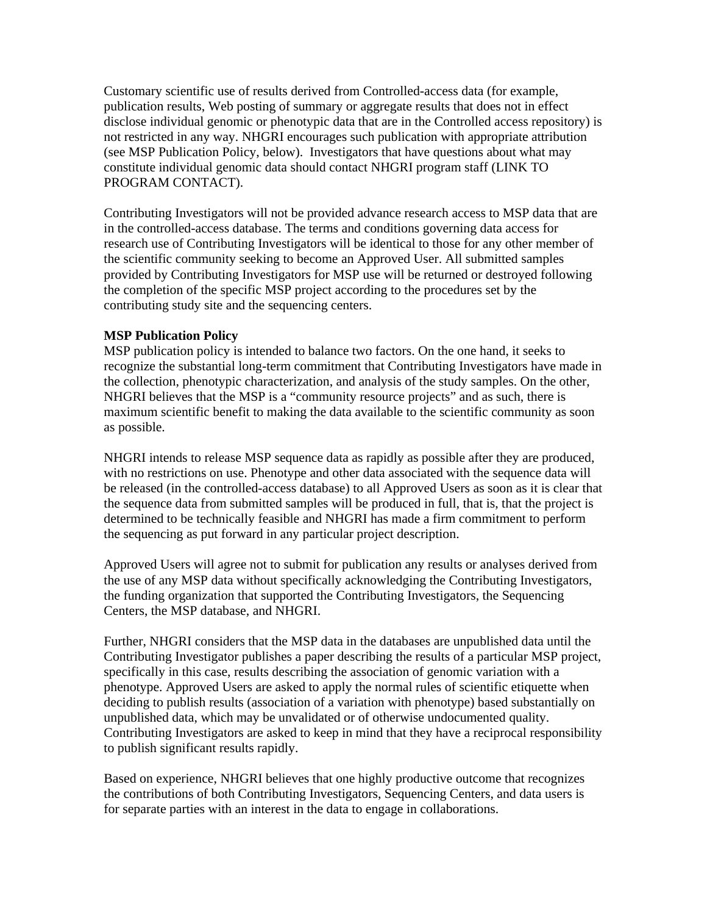Customary scientific use of results derived from Controlled-access data (for example, publication results, Web posting of summary or aggregate results that does not in effect disclose individual genomic or phenotypic data that are in the Controlled access repository) is not restricted in any way. NHGRI encourages such publication with appropriate attribution (see MSP Publication Policy, below). Investigators that have questions about what may constitute individual genomic data should contact NHGRI program staff (LINK TO PROGRAM CONTACT).

Contributing Investigators will not be provided advance research access to MSP data that are in the controlled-access database. The terms and conditions governing data access for research use of Contributing Investigators will be identical to those for any other member of the scientific community seeking to become an Approved User. All submitted samples provided by Contributing Investigators for MSP use will be returned or destroyed following the completion of the specific MSP project according to the procedures set by the contributing study site and the sequencing centers.

**MSP Publication Policy**

MSP publication policy is intended to balance two factors. On the one hand, it seeks to recognize the substantial long-term commitment that Contributing Investigators have made in the collection, phenotypic characterization, and analysis of the study samples. On the other, NHGRI believes that the MSP is a "community resource projects" and as such, there is maximum scientific benefit to making the data available to the scientific community as soon as possible.

NHGRI intends to release MSP sequence data as rapidly as possible after they are produced, with no restrictions on use. Phenotype and other data associated with the sequence data will be released (in the controlled-access database) to all Approved Users as soon as it is clear that the sequence data from submitted samples will be produced in full, that is, that the project is determined to be technically feasible and NHGRI has made a firm commitment to perform the sequencing as put forward in any particular project description.

Approved Users will agree not to submit for publication any results or analyses derived from the use of any MSP data without specifically acknowledging the Contributing Investigators, the funding organization that supported the Contributing Investigators, the Sequencing Centers, the MSP database, and NHGRI.

Further, NHGRI considers that the MSP data in the databases are unpublished data until the Contributing Investigator publishes a paper describing the results of a particular MSP project, specifically in this case, results describing the association of genomic variation with a phenotype. Approved Users are asked to apply the normal rules of scientific etiquette when deciding to publish results (association of a variation with phenotype) based substantially on unpublished data, which may be unvalidated or of otherwise undocumented quality. Contributing Investigators are asked to keep in mind that they have a reciprocal responsibility to publish significant results rapidly.

Based on experience, NHGRI believes that one highly productive outcome that recognizes the contributions of both Contributing Investigators, Sequencing Centers, and data users is for separate parties with an interest in the data to engage in collaborations.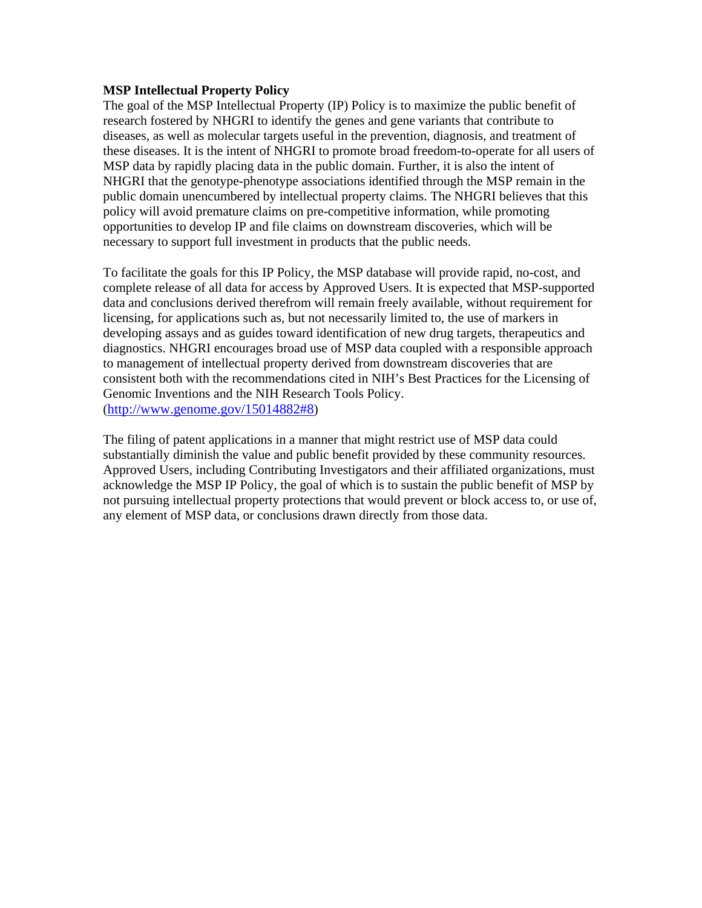**MSP Intellectual Property Policy**

The goal of the MSP Intellectual Property (IP) Policy is to maximize the public benefit of research fostered by NHGRI to identify the genes and gene variants that contribute to diseases, as well as molecular targets useful in the prevention, diagnosis, and treatment of these diseases. It is the intent of NHGRI to promote broad freedom-to-operate for all users of MSP data by rapidly placing data in the public domain. Further, it is also the intent of NHGRI that the genotype-phenotype associations identified through the MSP remain in the public domain unencumbered by intellectual property claims. The NHGRI believes that this policy will avoid premature claims on pre-competitive information, while promoting opportunities to develop IP and file claims on downstream discoveries, which will be necessary to support full investment in products that the public needs.

To facilitate the goals for this IP Policy, the MSP database will provide rapid, no-cost, and complete release of all data for access by Approved Users. It is expected that MSP-supported data and conclusions derived therefrom will remain freely available, without requirement for licensing, for applications such as, but not necessarily limited to, the use of markers in developing assays and as guides toward identification of new drug targets, therapeutics and diagnostics. NHGRI encourages broad use of MSP data coupled with a responsible approach to management of intellectual property derived from downstream discoveries that are consistent both with the recommendations cited in NIH's Best Practices for the Licensing of Genomic Inventions and the NIH Research Tools Policy. (http://www.genome.gov/15014882#8)

The filing of patent applications in a manner that might restrict use of MSP data could substantially diminish the value and public benefit provided by these community resources. Approved Users, including Contributing Investigators and their affiliated organizations, must acknowledge the MSP IP Policy, the goal of which is to sustain the public benefit of MSP by not pursuing intellectual property protections that would prevent or block access to, or use of, any element of MSP data, or conclusions drawn directly from those data.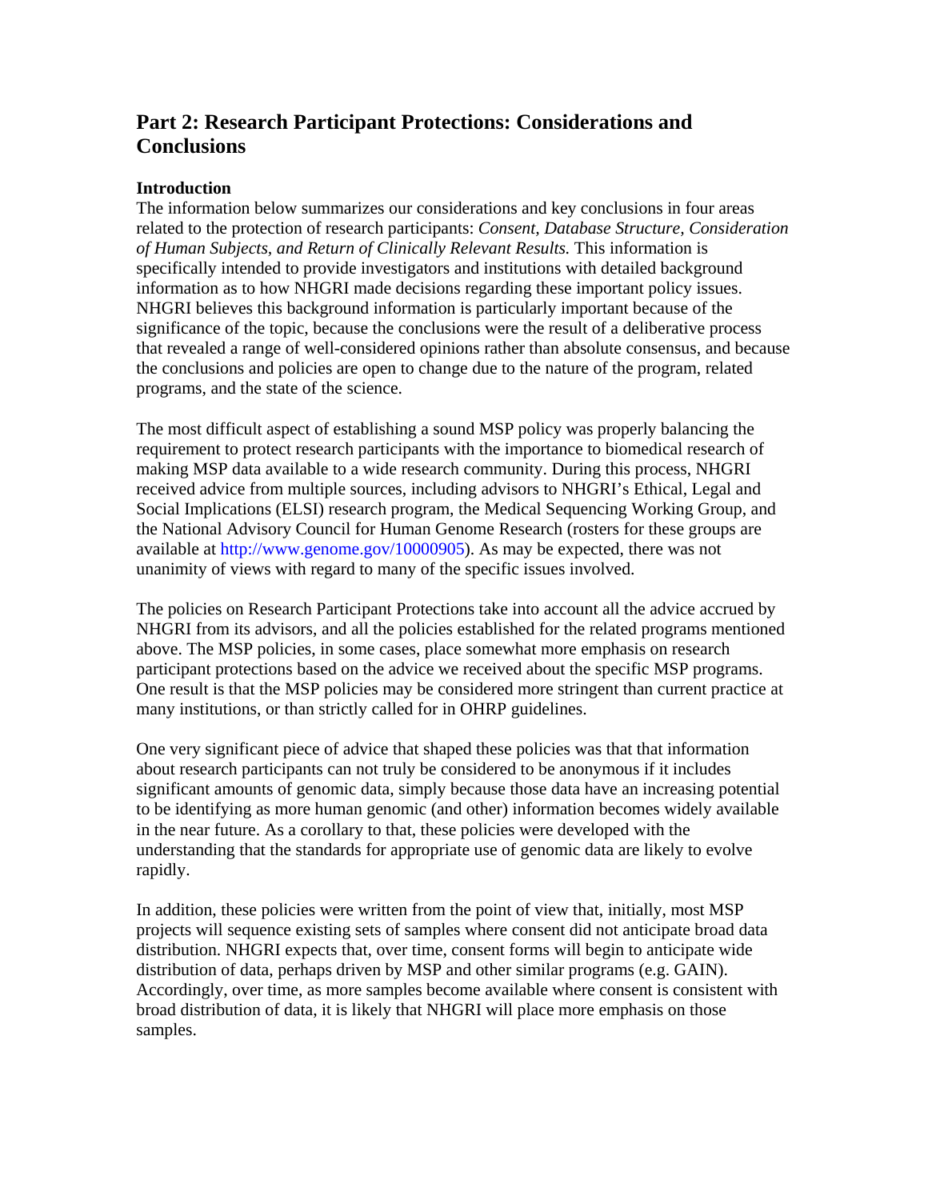## Part 2: Research Participant Protections: Considerations and Conclusions

**Introduction**

The information below summarizes our considerations and key conclusions in four areas related to the protection of research participants: *Consent, Database Structure, Consideration of Human Subjects, and Return of Clinically Relevant Results.* This information is specifically intended to provide investigators and institutions with detailed background information as to how NHGRI made decisions regarding these important policy issues. NHGRI believes this background information is particularly important because of the significance of the topic, because the conclusions were the result of a deliberative process that revealed a range of well-considered opinions rather than absolute consensus, and because the conclusions and policies are open to change due to the nature of the program, related programs, and the state of the science.

The most difficult aspect of establishing a sound MSP policy was properly balancing the requirement to protect research participants with the importance to biomedical research of making MSP data available to a wide research community. During this process, NHGRI received advice from multiple sources, including advisors to NHGRI's Ethical, Legal and Social Implications (ELSI) research program, the Medical Sequencing Working Group, and the National Advisory Council for Human Genome Research (rosters for these groups are available at http://www.genome.gov/10000905). As may be expected, there was not unanimity of views with regard to many of the specific issues involved.

The policies on Research Participant Protections take into account all the advice accrued by NHGRI from its advisors, and all the policies established for the related programs mentioned above. The MSP policies, in some cases, place somewhat more emphasis on research participant protections based on the advice we received about the specific MSP programs. One result is that the MSP policies may be considered more stringent than current practice at many institutions, or than strictly called for in OHRP guidelines.

One very significant piece of advice that shaped these policies was that that information about research participants can not truly be considered to be anonymous if it includes significant amounts of genomic data, simply because those data have an increasing potential to be identifying as more human genomic (and other) information becomes widely available in the near future. As a corollary to that, these policies were developed with the understanding that the standards for appropriate use of genomic data are likely to evolve rapidly.

In addition, these policies were written from the point of view that, initially, most MSP projects will sequence existing sets of samples where consent did not anticipate broad data distribution. NHGRI expects that, over time, consent forms will begin to anticipate wide distribution of data, perhaps driven by MSP and other similar programs (e.g. GAIN). Accordingly, over time, as more samples become available where consent is consistent with broad distribution of data, it is likely that NHGRI will place more emphasis on those samples.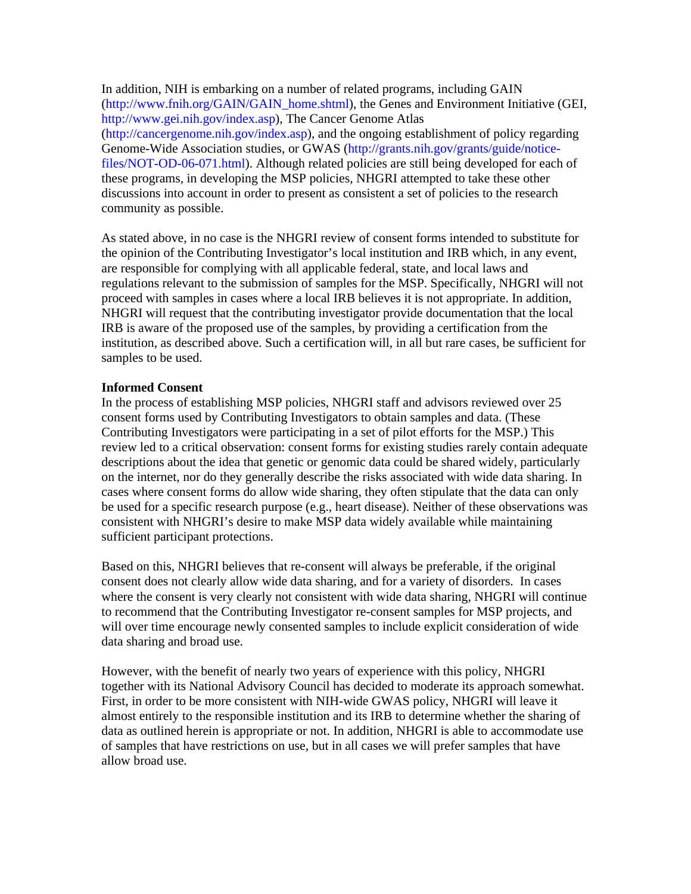In addition, NIH is embarking on a number of related programs, including GAIN (http://www.fnih.org/GAIN/GAIN_home.shtml), the Genes and Environment Initiative (GEI, http://www.gei.nih.gov/index.asp), The Cancer Genome Atlas (http://cancergenome.nih.gov/index.asp), and the ongoing establishment of policy regarding Genome-Wide Association studies, or GWAS (http://grants.nih.gov/grants/guide/notice-files/NOT-OD-06-071.html). Although related policies are still being developed for each of these programs, in developing the MSP policies, NHGRI attempted to take these other discussions into account in order to present as consistent a set of policies to the research community as possible.

As stated above, in no case is the NHGRI review of consent forms intended to substitute for the opinion of the Contributing Investigator's local institution and IRB which, in any event, are responsible for complying with all applicable federal, state, and local laws and regulations relevant to the submission of samples for the MSP. Specifically, NHGRI will not proceed with samples in cases where a local IRB believes it is not appropriate. In addition, NHGRI will request that the contributing investigator provide documentation that the local IRB is aware of the proposed use of the samples, by providing a certification from the institution, as described above. Such a certification will, in all but rare cases, be sufficient for samples to be used.

**Informed Consent**

In the process of establishing MSP policies, NHGRI staff and advisors reviewed over 25 consent forms used by Contributing Investigators to obtain samples and data. (These Contributing Investigators were participating in a set of pilot efforts for the MSP.) This review led to a critical observation: consent forms for existing studies rarely contain adequate descriptions about the idea that genetic or genomic data could be shared widely, particularly on the internet, nor do they generally describe the risks associated with wide data sharing. In cases where consent forms do allow wide sharing, they often stipulate that the data can only be used for a specific research purpose (e.g., heart disease). Neither of these observations was consistent with NHGRI's desire to make MSP data widely available while maintaining sufficient participant protections.

Based on this, NHGRI believes that re-consent will always be preferable, if the original consent does not clearly allow wide data sharing, and for a variety of disorders. In cases where the consent is very clearly not consistent with wide data sharing, NHGRI will continue to recommend that the Contributing Investigator re-consent samples for MSP projects, and will over time encourage newly consented samples to include explicit consideration of wide data sharing and broad use.

However, with the benefit of nearly two years of experience with this policy, NHGRI together with its National Advisory Council has decided to moderate its approach somewhat. First, in order to be more consistent with NIH-wide GWAS policy, NHGRI will leave it almost entirely to the responsible institution and its IRB to determine whether the sharing of data as outlined herein is appropriate or not. In addition, NHGRI is able to accommodate use of samples that have restrictions on use, but in all cases we will prefer samples that have allow broad use.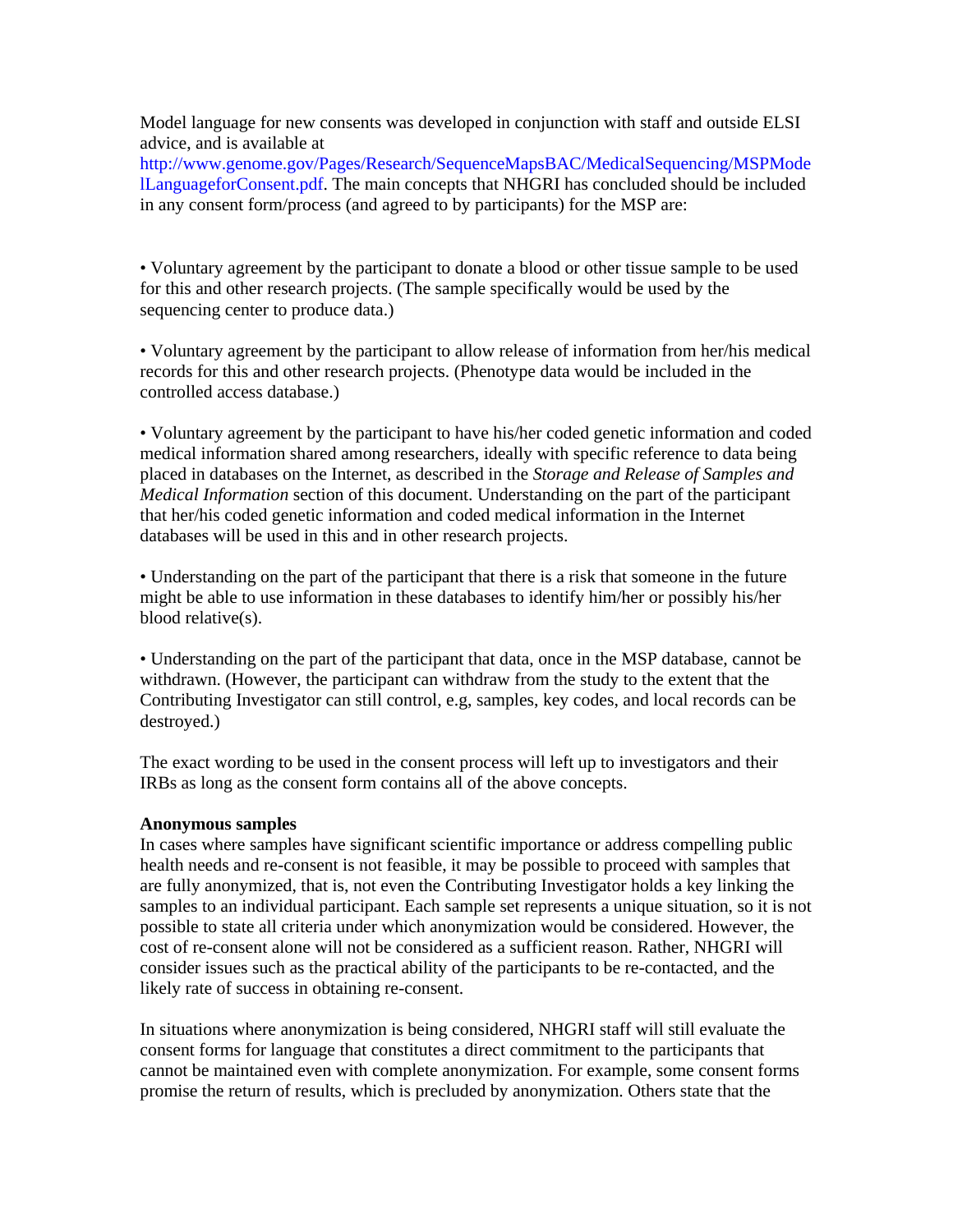Model language for new consents was developed in conjunction with staff and outside ELSI advice, and is available at http://www.genome.gov/Pages/Research/SequenceMapsBAC/MedicalSequencing/MSPModelLanguageforConsent.pdf. The main concepts that NHGRI has concluded should be included in any consent form/process (and agreed to by participants) for the MSP are:

- Voluntary agreement by the participant to donate a blood or other tissue sample to be used for this and other research projects. (The sample specifically would be used by the sequencing center to produce data.)

- Voluntary agreement by the participant to allow release of information from her/his medical records for this and other research projects. (Phenotype data would be included in the controlled access database.)

- Voluntary agreement by the participant to have his/her coded genetic information and coded medical information shared among researchers, ideally with specific reference to data being placed in databases on the Internet, as described in the *Storage and Release of Samples and Medical Information* section of this document. Understanding on the part of the participant that her/his coded genetic information and coded medical information in the Internet databases will be used in this and in other research projects.

- Understanding on the part of the participant that there is a risk that someone in the future might be able to use information in these databases to identify him/her or possibly his/her blood relative(s).

- Understanding on the part of the participant that data, once in the MSP database, cannot be withdrawn. (However, the participant can withdraw from the study to the extent that the Contributing Investigator can still control, e.g, samples, key codes, and local records can be destroyed.)

The exact wording to be used in the consent process will left up to investigators and their IRBs as long as the consent form contains all of the above concepts.

**Anonymous samples**

In cases where samples have significant scientific importance or address compelling public health needs and re-consent is not feasible, it may be possible to proceed with samples that are fully anonymized, that is, not even the Contributing Investigator holds a key linking the samples to an individual participant. Each sample set represents a unique situation, so it is not possible to state all criteria under which anonymization would be considered. However, the cost of re-consent alone will not be considered as a sufficient reason. Rather, NHGRI will consider issues such as the practical ability of the participants to be re-contacted, and the likely rate of success in obtaining re-consent.

In situations where anonymization is being considered, NHGRI staff will still evaluate the consent forms for language that constitutes a direct commitment to the participants that cannot be maintained even with complete anonymization. For example, some consent forms promise the return of results, which is precluded by anonymization. Others state that the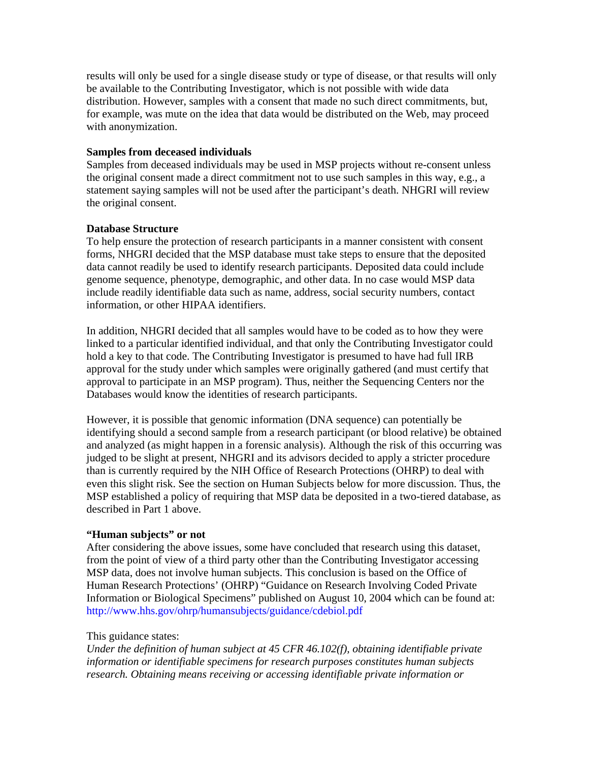results will only be used for a single disease study or type of disease, or that results will only be available to the Contributing Investigator, which is not possible with wide data distribution. However, samples with a consent that made no such direct commitments, but, for example, was mute on the idea that data would be distributed on the Web, may proceed with anonymization.

**Samples from deceased individuals**

Samples from deceased individuals may be used in MSP projects without re-consent unless the original consent made a direct commitment not to use such samples in this way, e.g., a statement saying samples will not be used after the participant's death. NHGRI will review the original consent.

**Database Structure**

To help ensure the protection of research participants in a manner consistent with consent forms, NHGRI decided that the MSP database must take steps to ensure that the deposited data cannot readily be used to identify research participants. Deposited data could include genome sequence, phenotype, demographic, and other data. In no case would MSP data include readily identifiable data such as name, address, social security numbers, contact information, or other HIPAA identifiers.

In addition, NHGRI decided that all samples would have to be coded as to how they were linked to a particular identified individual, and that only the Contributing Investigator could hold a key to that code. The Contributing Investigator is presumed to have had full IRB approval for the study under which samples were originally gathered (and must certify that approval to participate in an MSP program). Thus, neither the Sequencing Centers nor the Databases would know the identities of research participants.

However, it is possible that genomic information (DNA sequence) can potentially be identifying should a second sample from a research participant (or blood relative) be obtained and analyzed (as might happen in a forensic analysis). Although the risk of this occurring was judged to be slight at present, NHGRI and its advisors decided to apply a stricter procedure than is currently required by the NIH Office of Research Protections (OHRP) to deal with even this slight risk. See the section on Human Subjects below for more discussion. Thus, the MSP established a policy of requiring that MSP data be deposited in a two-tiered database, as described in Part 1 above.

**"Human subjects" or not**

After considering the above issues, some have concluded that research using this dataset, from the point of view of a third party other than the Contributing Investigator accessing MSP data, does not involve human subjects. This conclusion is based on the Office of Human Research Protections' (OHRP) "Guidance on Research Involving Coded Private Information or Biological Specimens" published on August 10, 2004 which can be found at: http://www.hhs.gov/ohrp/humansubjects/guidance/cdebiol.pdf

This guidance states:

*Under the definition of human subject at 45 CFR 46.102(f), obtaining identifiable private information or identifiable specimens for research purposes constitutes human subjects research. Obtaining means receiving or accessing identifiable private information or*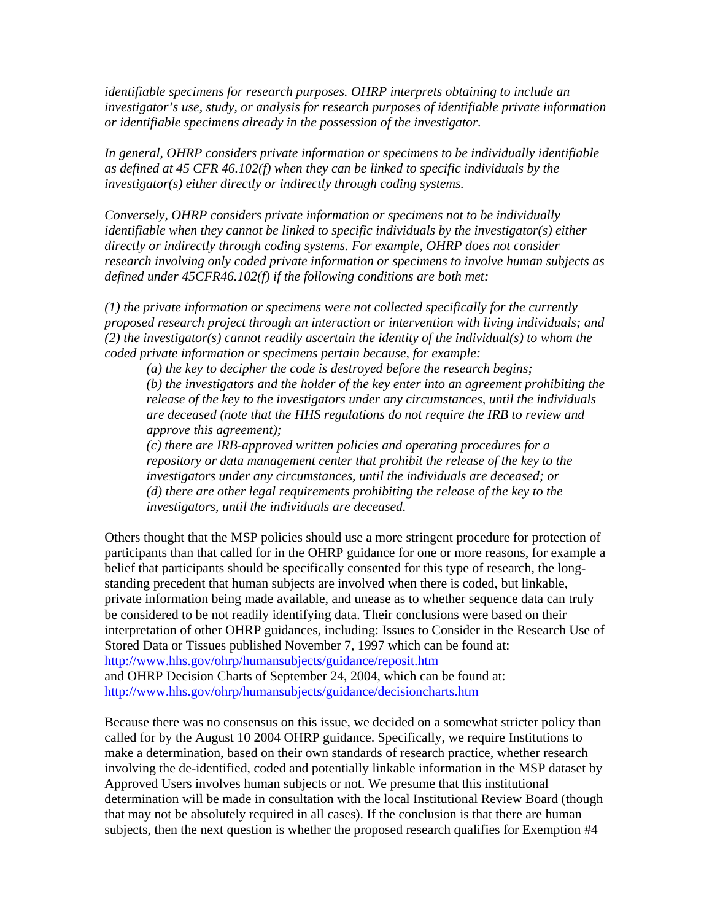*identifiable specimens for research purposes. OHRP interprets obtaining to include an investigator's use, study, or analysis for research purposes of identifiable private information or identifiable specimens already in the possession of the investigator.*

*In general, OHRP considers private information or specimens to be individually identifiable as defined at 45 CFR 46.102(f) when they can be linked to specific individuals by the investigator(s) either directly or indirectly through coding systems.*

*Conversely, OHRP considers private information or specimens not to be individually identifiable when they cannot be linked to specific individuals by the investigator(s) either directly or indirectly through coding systems. For example, OHRP does not consider research involving only coded private information or specimens to involve human subjects as defined under 45CFR46.102(f) if the following conditions are both met:*

*(1) the private information or specimens were not collected specifically for the currently proposed research project through an interaction or intervention with living individuals; and (2) the investigator(s) cannot readily ascertain the identity of the individual(s) to whom the coded private information or specimens pertain because, for example:*

> *(a) the key to decipher the code is destroyed before the research begins;*
> *(b) the investigators and the holder of the key enter into an agreement prohibiting the release of the key to the investigators under any circumstances, until the individuals are deceased (note that the HHS regulations do not require the IRB to review and approve this agreement);*
> *(c) there are IRB-approved written policies and operating procedures for a repository or data management center that prohibit the release of the key to the investigators under any circumstances, until the individuals are deceased; or*
> *(d) there are other legal requirements prohibiting the release of the key to the investigators, until the individuals are deceased.*

Others thought that the MSP policies should use a more stringent procedure for protection of participants than that called for in the OHRP guidance for one or more reasons, for example a belief that participants should be specifically consented for this type of research, the long-standing precedent that human subjects are involved when there is coded, but linkable, private information being made available, and unease as to whether sequence data can truly be considered to be not readily identifying data. Their conclusions were based on their interpretation of other OHRP guidances, including: Issues to Consider in the Research Use of Stored Data or Tissues published November 7, 1997 which can be found at: http://www.hhs.gov/ohrp/humansubjects/guidance/reposit.htm
and OHRP Decision Charts of September 24, 2004, which can be found at: http://www.hhs.gov/ohrp/humansubjects/guidance/decisioncharts.htm

Because there was no consensus on this issue, we decided on a somewhat stricter policy than called for by the August 10 2004 OHRP guidance. Specifically, we require Institutions to make a determination, based on their own standards of research practice, whether research involving the de-identified, coded and potentially linkable information in the MSP dataset by Approved Users involves human subjects or not. We presume that this institutional determination will be made in consultation with the local Institutional Review Board (though that may not be absolutely required in all cases). If the conclusion is that there are human subjects, then the next question is whether the proposed research qualifies for Exemption #4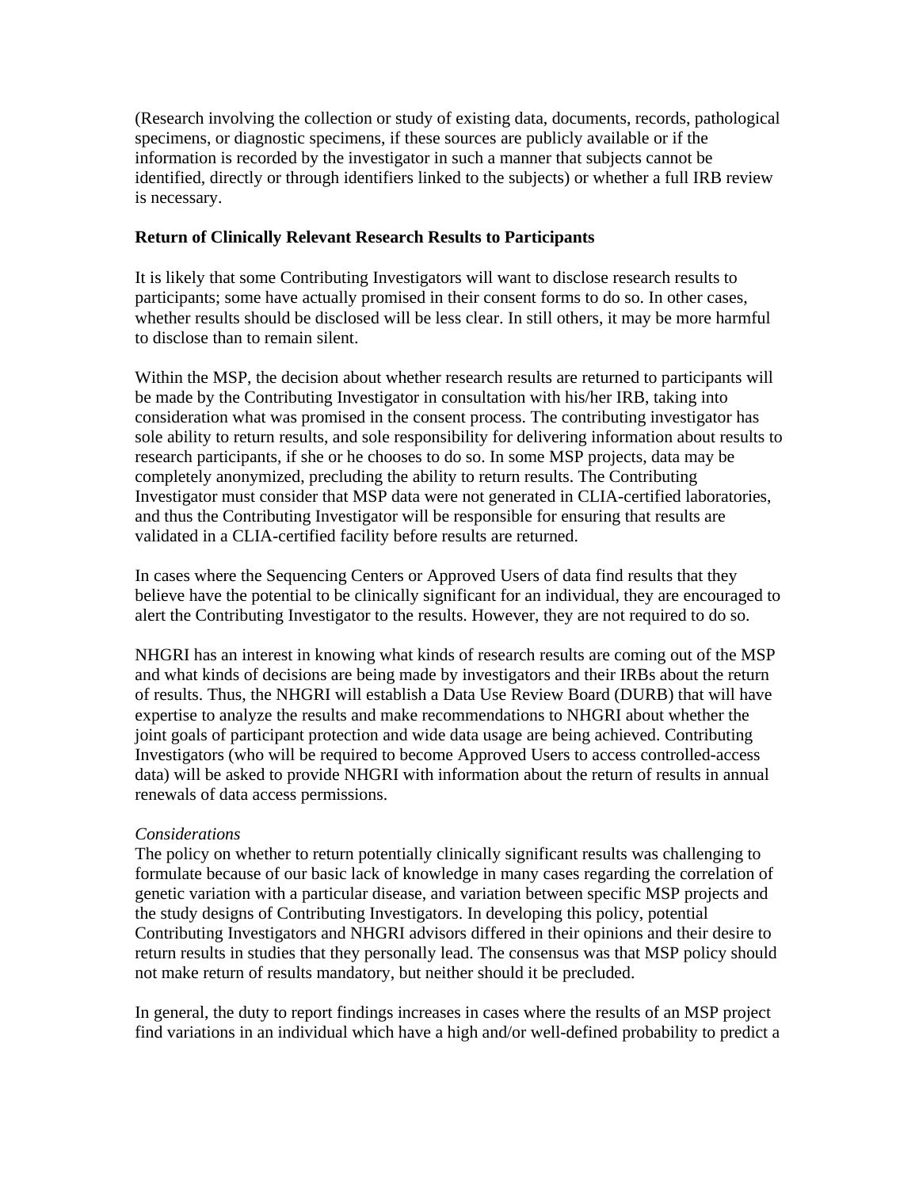(Research involving the collection or study of existing data, documents, records, pathological specimens, or diagnostic specimens, if these sources are publicly available or if the information is recorded by the investigator in such a manner that subjects cannot be identified, directly or through identifiers linked to the subjects) or whether a full IRB review is necessary.

**Return of Clinically Relevant Research Results to Participants**

It is likely that some Contributing Investigators will want to disclose research results to participants; some have actually promised in their consent forms to do so. In other cases, whether results should be disclosed will be less clear. In still others, it may be more harmful to disclose than to remain silent.

Within the MSP, the decision about whether research results are returned to participants will be made by the Contributing Investigator in consultation with his/her IRB, taking into consideration what was promised in the consent process. The contributing investigator has sole ability to return results, and sole responsibility for delivering information about results to research participants, if she or he chooses to do so. In some MSP projects, data may be completely anonymized, precluding the ability to return results. The Contributing Investigator must consider that MSP data were not generated in CLIA-certified laboratories, and thus the Contributing Investigator will be responsible for ensuring that results are validated in a CLIA-certified facility before results are returned.

In cases where the Sequencing Centers or Approved Users of data find results that they believe have the potential to be clinically significant for an individual, they are encouraged to alert the Contributing Investigator to the results. However, they are not required to do so.

NHGRI has an interest in knowing what kinds of research results are coming out of the MSP and what kinds of decisions are being made by investigators and their IRBs about the return of results. Thus, the NHGRI will establish a Data Use Review Board (DURB) that will have expertise to analyze the results and make recommendations to NHGRI about whether the joint goals of participant protection and wide data usage are being achieved. Contributing Investigators (who will be required to become Approved Users to access controlled-access data) will be asked to provide NHGRI with information about the return of results in annual renewals of data access permissions.

*Considerations*

The policy on whether to return potentially clinically significant results was challenging to formulate because of our basic lack of knowledge in many cases regarding the correlation of genetic variation with a particular disease, and variation between specific MSP projects and the study designs of Contributing Investigators. In developing this policy, potential Contributing Investigators and NHGRI advisors differed in their opinions and their desire to return results in studies that they personally lead. The consensus was that MSP policy should not make return of results mandatory, but neither should it be precluded.

In general, the duty to report findings increases in cases where the results of an MSP project find variations in an individual which have a high and/or well-defined probability to predict a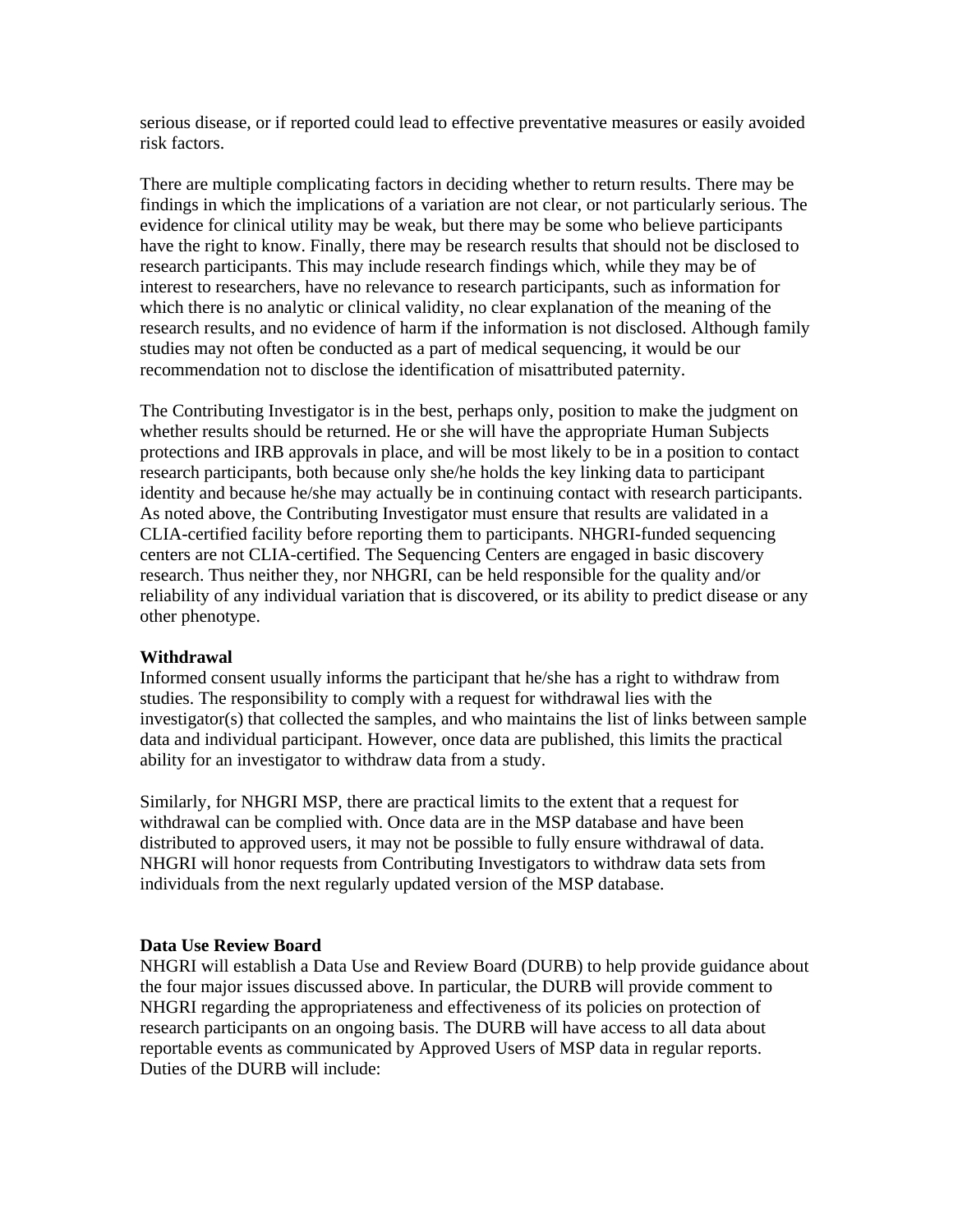serious disease, or if reported could lead to effective preventative measures or easily avoided risk factors.

There are multiple complicating factors in deciding whether to return results. There may be findings in which the implications of a variation are not clear, or not particularly serious. The evidence for clinical utility may be weak, but there may be some who believe participants have the right to know. Finally, there may be research results that should not be disclosed to research participants. This may include research findings which, while they may be of interest to researchers, have no relevance to research participants, such as information for which there is no analytic or clinical validity, no clear explanation of the meaning of the research results, and no evidence of harm if the information is not disclosed. Although family studies may not often be conducted as a part of medical sequencing, it would be our recommendation not to disclose the identification of misattributed paternity.

The Contributing Investigator is in the best, perhaps only, position to make the judgment on whether results should be returned. He or she will have the appropriate Human Subjects protections and IRB approvals in place, and will be most likely to be in a position to contact research participants, both because only she/he holds the key linking data to participant identity and because he/she may actually be in continuing contact with research participants. As noted above, the Contributing Investigator must ensure that results are validated in a CLIA-certified facility before reporting them to participants. NHGRI-funded sequencing centers are not CLIA-certified. The Sequencing Centers are engaged in basic discovery research. Thus neither they, nor NHGRI, can be held responsible for the quality and/or reliability of any individual variation that is discovered, or its ability to predict disease or any other phenotype.

**Withdrawal**

Informed consent usually informs the participant that he/she has a right to withdraw from studies. The responsibility to comply with a request for withdrawal lies with the investigator(s) that collected the samples, and who maintains the list of links between sample data and individual participant. However, once data are published, this limits the practical ability for an investigator to withdraw data from a study.

Similarly, for NHGRI MSP, there are practical limits to the extent that a request for withdrawal can be complied with. Once data are in the MSP database and have been distributed to approved users, it may not be possible to fully ensure withdrawal of data. NHGRI will honor requests from Contributing Investigators to withdraw data sets from individuals from the next regularly updated version of the MSP database.

**Data Use Review Board**

NHGRI will establish a Data Use and Review Board (DURB) to help provide guidance about the four major issues discussed above. In particular, the DURB will provide comment to NHGRI regarding the appropriateness and effectiveness of its policies on protection of research participants on an ongoing basis. The DURB will have access to all data about reportable events as communicated by Approved Users of MSP data in regular reports. Duties of the DURB will include: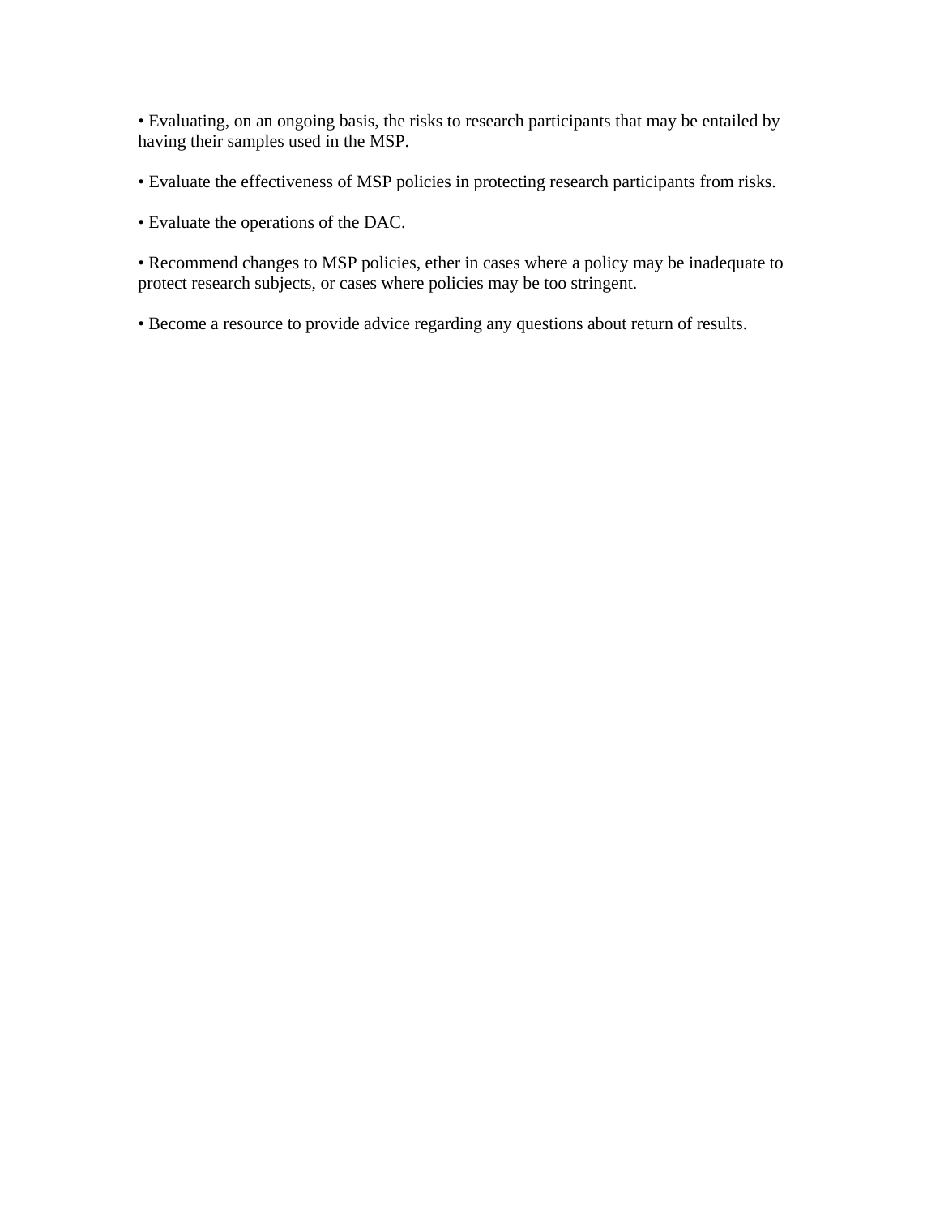- Evaluating, on an ongoing basis, the risks to research participants that may be entailed by having their samples used in the MSP.

- Evaluate the effectiveness of MSP policies in protecting research participants from risks.

- Evaluate the operations of the DAC.

- Recommend changes to MSP policies, ether in cases where a policy may be inadequate to protect research subjects, or cases where policies may be too stringent.

- Become a resource to provide advice regarding any questions about return of results.